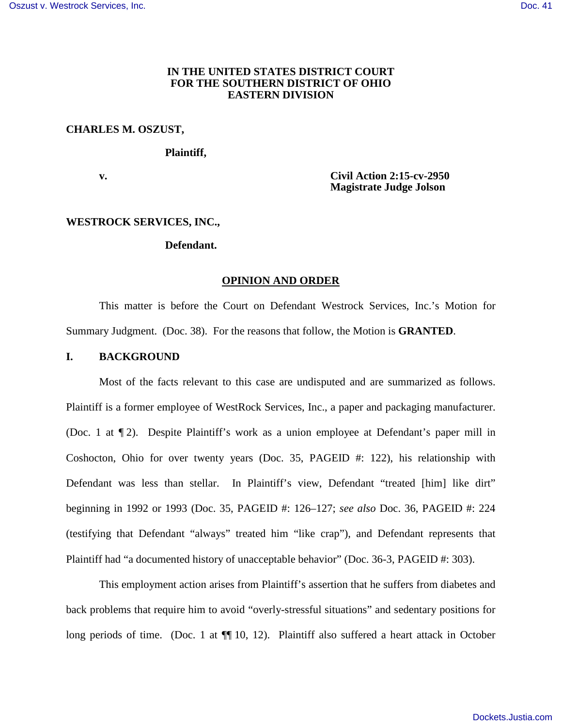**IN THE UNITED STATES DISTRICT COURT**
**FOR THE SOUTHERN DISTRICT OF OHIO**
**EASTERN DIVISION**

**CHARLES M. OSZUST,**

**Plaintiff,**

**v.** **Civil Action 2:15-cv-2950**
**Magistrate Judge Jolson**

**WESTROCK SERVICES, INC.,**

**Defendant.**

## OPINION AND ORDER

This matter is before the Court on Defendant Westrock Services, Inc.'s Motion for Summary Judgment. (Doc. 38). For the reasons that follow, the Motion is **GRANTED**.

## I. BACKGROUND

Most of the facts relevant to this case are undisputed and are summarized as follows. Plaintiff is a former employee of WestRock Services, Inc., a paper and packaging manufacturer. (Doc. 1 at ¶ 2). Despite Plaintiff's work as a union employee at Defendant's paper mill in Coshocton, Ohio for over twenty years (Doc. 35, PAGEID #: 122), his relationship with Defendant was less than stellar. In Plaintiff's view, Defendant "treated [him] like dirt" beginning in 1992 or 1993 (Doc. 35, PAGEID #: 126–127; *see also* Doc. 36, PAGEID #: 224 (testifying that Defendant "always" treated him "like crap"), and Defendant represents that Plaintiff had "a documented history of unacceptable behavior" (Doc. 36-3, PAGEID #: 303).

This employment action arises from Plaintiff's assertion that he suffers from diabetes and back problems that require him to avoid "overly-stressful situations" and sedentary positions for long periods of time. (Doc. 1 at ¶¶ 10, 12). Plaintiff also suffered a heart attack in October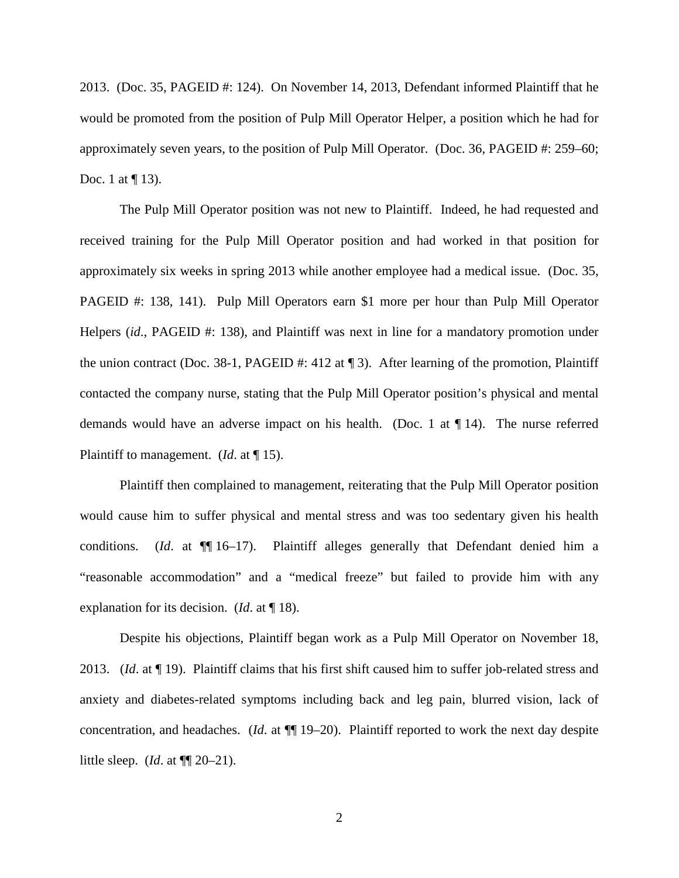2013. (Doc. 35, PAGEID #: 124). On November 14, 2013, Defendant informed Plaintiff that he would be promoted from the position of Pulp Mill Operator Helper, a position which he had for approximately seven years, to the position of Pulp Mill Operator. (Doc. 36, PAGEID #: 259–60; Doc. 1 at ¶ 13).

The Pulp Mill Operator position was not new to Plaintiff. Indeed, he had requested and received training for the Pulp Mill Operator position and had worked in that position for approximately six weeks in spring 2013 while another employee had a medical issue. (Doc. 35, PAGEID #: 138, 141). Pulp Mill Operators earn $1 more per hour than Pulp Mill Operator Helpers (*id*., PAGEID #: 138), and Plaintiff was next in line for a mandatory promotion under the union contract (Doc. 38-1, PAGEID #: 412 at ¶ 3). After learning of the promotion, Plaintiff contacted the company nurse, stating that the Pulp Mill Operator position's physical and mental demands would have an adverse impact on his health. (Doc. 1 at ¶ 14). The nurse referred Plaintiff to management. (*Id*. at ¶ 15).

Plaintiff then complained to management, reiterating that the Pulp Mill Operator position would cause him to suffer physical and mental stress and was too sedentary given his health conditions. (*Id*. at ¶¶ 16–17). Plaintiff alleges generally that Defendant denied him a "reasonable accommodation" and a "medical freeze" but failed to provide him with any explanation for its decision. (*Id*. at ¶ 18).

Despite his objections, Plaintiff began work as a Pulp Mill Operator on November 18, 2013. (*Id*. at ¶ 19). Plaintiff claims that his first shift caused him to suffer job-related stress and anxiety and diabetes-related symptoms including back and leg pain, blurred vision, lack of concentration, and headaches. (*Id*. at ¶¶ 19–20). Plaintiff reported to work the next day despite little sleep. (*Id*. at ¶¶ 20–21).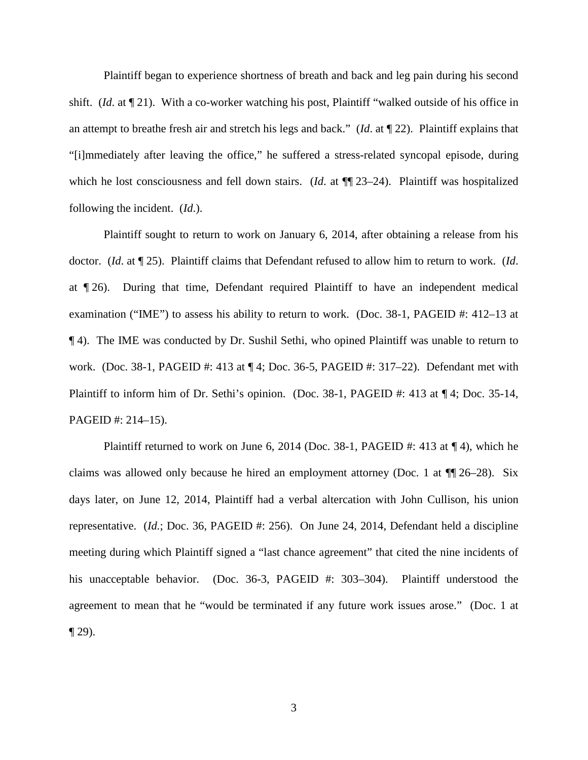Plaintiff began to experience shortness of breath and back and leg pain during his second shift. (*Id*. at ¶ 21). With a co-worker watching his post, Plaintiff "walked outside of his office in an attempt to breathe fresh air and stretch his legs and back." (*Id*. at ¶ 22). Plaintiff explains that "[i]mmediately after leaving the office," he suffered a stress-related syncopal episode, during which he lost consciousness and fell down stairs. (*Id*. at ¶¶ 23–24). Plaintiff was hospitalized following the incident. (*Id*.).

Plaintiff sought to return to work on January 6, 2014, after obtaining a release from his doctor. (*Id*. at ¶ 25). Plaintiff claims that Defendant refused to allow him to return to work. (*Id*. at ¶ 26). During that time, Defendant required Plaintiff to have an independent medical examination ("IME") to assess his ability to return to work. (Doc. 38-1, PAGEID #: 412–13 at ¶ 4). The IME was conducted by Dr. Sushil Sethi, who opined Plaintiff was unable to return to work. (Doc. 38-1, PAGEID #: 413 at ¶ 4; Doc. 36-5, PAGEID #: 317–22). Defendant met with Plaintiff to inform him of Dr. Sethi's opinion. (Doc. 38-1, PAGEID #: 413 at ¶ 4; Doc. 35-14, PAGEID #: 214–15).

Plaintiff returned to work on June 6, 2014 (Doc. 38-1, PAGEID #: 413 at ¶ 4), which he claims was allowed only because he hired an employment attorney (Doc. 1 at ¶¶ 26–28). Six days later, on June 12, 2014, Plaintiff had a verbal altercation with John Cullison, his union representative. (*Id*.; Doc. 36, PAGEID #: 256). On June 24, 2014, Defendant held a discipline meeting during which Plaintiff signed a "last chance agreement" that cited the nine incidents of his unacceptable behavior. (Doc. 36-3, PAGEID #: 303–304). Plaintiff understood the agreement to mean that he "would be terminated if any future work issues arose." (Doc. 1 at ¶ 29).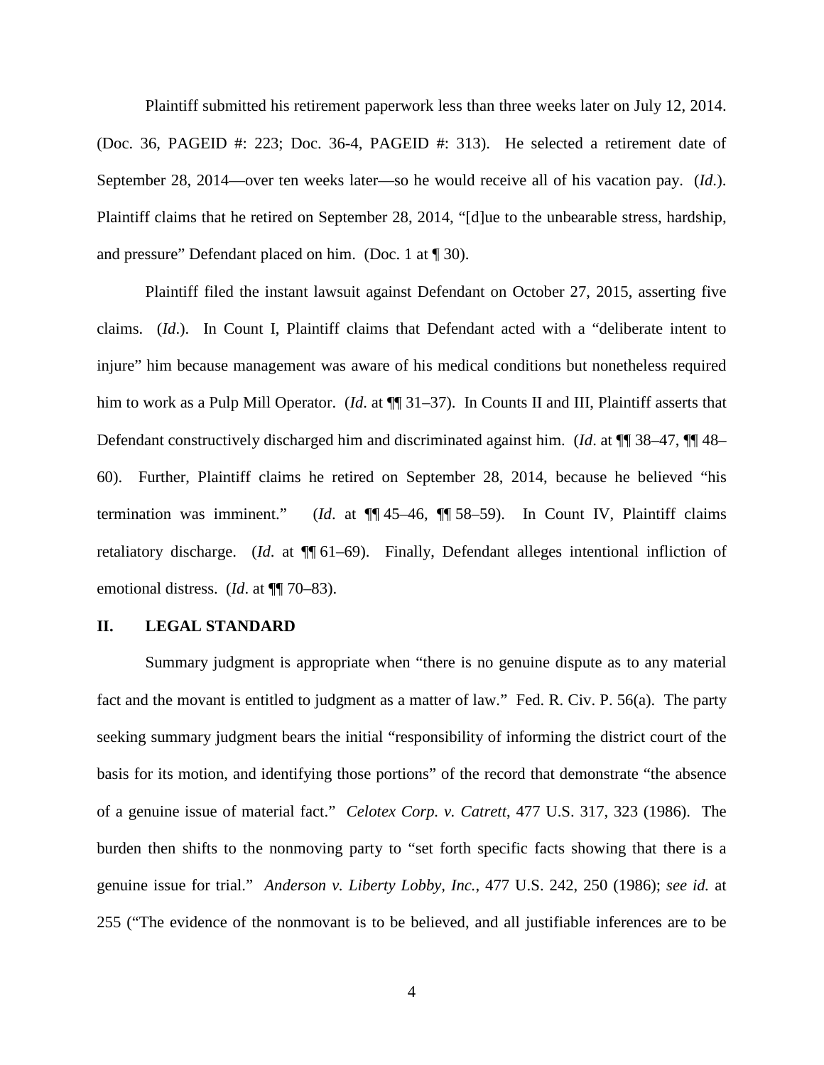Plaintiff submitted his retirement paperwork less than three weeks later on July 12, 2014. (Doc. 36, PAGEID #: 223; Doc. 36-4, PAGEID #: 313). He selected a retirement date of September 28, 2014—over ten weeks later—so he would receive all of his vacation pay. (*Id*.). Plaintiff claims that he retired on September 28, 2014, "[d]ue to the unbearable stress, hardship, and pressure" Defendant placed on him. (Doc. 1 at ¶ 30).

Plaintiff filed the instant lawsuit against Defendant on October 27, 2015, asserting five claims. (*Id*.). In Count I, Plaintiff claims that Defendant acted with a "deliberate intent to injure" him because management was aware of his medical conditions but nonetheless required him to work as a Pulp Mill Operator. (*Id*. at ¶¶ 31–37). In Counts II and III, Plaintiff asserts that Defendant constructively discharged him and discriminated against him. (*Id*. at ¶¶ 38–47, ¶¶ 48–60). Further, Plaintiff claims he retired on September 28, 2014, because he believed "his termination was imminent." (*Id*. at ¶¶ 45–46, ¶¶ 58–59). In Count IV, Plaintiff claims retaliatory discharge. (*Id*. at ¶¶ 61–69). Finally, Defendant alleges intentional infliction of emotional distress. (*Id*. at ¶¶ 70–83).

## II. LEGAL STANDARD

Summary judgment is appropriate when "there is no genuine dispute as to any material fact and the movant is entitled to judgment as a matter of law." Fed. R. Civ. P. 56(a). The party seeking summary judgment bears the initial "responsibility of informing the district court of the basis for its motion, and identifying those portions" of the record that demonstrate "the absence of a genuine issue of material fact." *Celotex Corp. v. Catrett*, 477 U.S. 317, 323 (1986). The burden then shifts to the nonmoving party to "set forth specific facts showing that there is a genuine issue for trial." *Anderson v. Liberty Lobby, Inc.*, 477 U.S. 242, 250 (1986); *see id.* at 255 ("The evidence of the nonmovant is to be believed, and all justifiable inferences are to be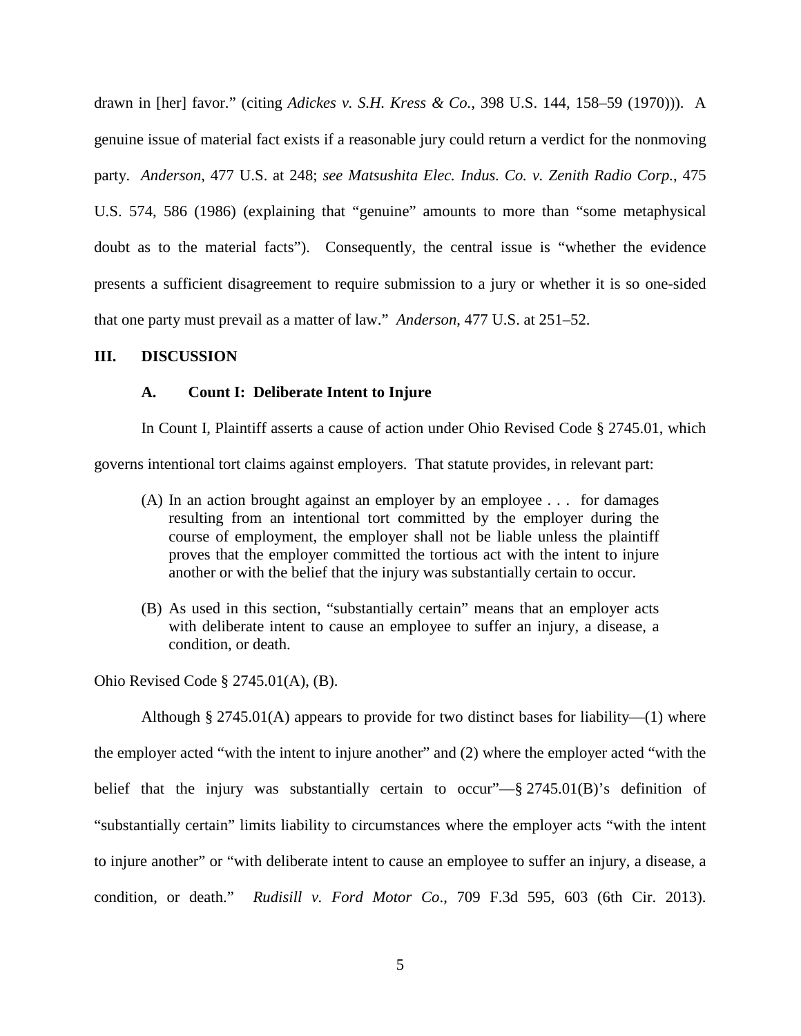drawn in [her] favor." (citing *Adickes v. S.H. Kress & Co.*, 398 U.S. 144, 158–59 (1970))). A genuine issue of material fact exists if a reasonable jury could return a verdict for the nonmoving party. *Anderson*, 477 U.S. at 248; *see Matsushita Elec. Indus. Co. v. Zenith Radio Corp.*, 475 U.S. 574, 586 (1986) (explaining that "genuine" amounts to more than "some metaphysical doubt as to the material facts"). Consequently, the central issue is "whether the evidence presents a sufficient disagreement to require submission to a jury or whether it is so one-sided that one party must prevail as a matter of law." *Anderson*, 477 U.S. at 251–52.

## III. DISCUSSION

### A. Count I: Deliberate Intent to Injure

In Count I, Plaintiff asserts a cause of action under Ohio Revised Code § 2745.01, which governs intentional tort claims against employers. That statute provides, in relevant part:

> (A) In an action brought against an employer by an employee . . . for damages resulting from an intentional tort committed by the employer during the course of employment, the employer shall not be liable unless the plaintiff proves that the employer committed the tortious act with the intent to injure another or with the belief that the injury was substantially certain to occur.
>
> (B) As used in this section, "substantially certain" means that an employer acts with deliberate intent to cause an employee to suffer an injury, a disease, a condition, or death.

Ohio Revised Code § 2745.01(A), (B).

Although § 2745.01(A) appears to provide for two distinct bases for liability—(1) where the employer acted "with the intent to injure another" and (2) where the employer acted "with the belief that the injury was substantially certain to occur"—§ 2745.01(B)'s definition of "substantially certain" limits liability to circumstances where the employer acts "with the intent to injure another" or "with deliberate intent to cause an employee to suffer an injury, a disease, a condition, or death." *Rudisill v. Ford Motor Co*., 709 F.3d 595, 603 (6th Cir. 2013).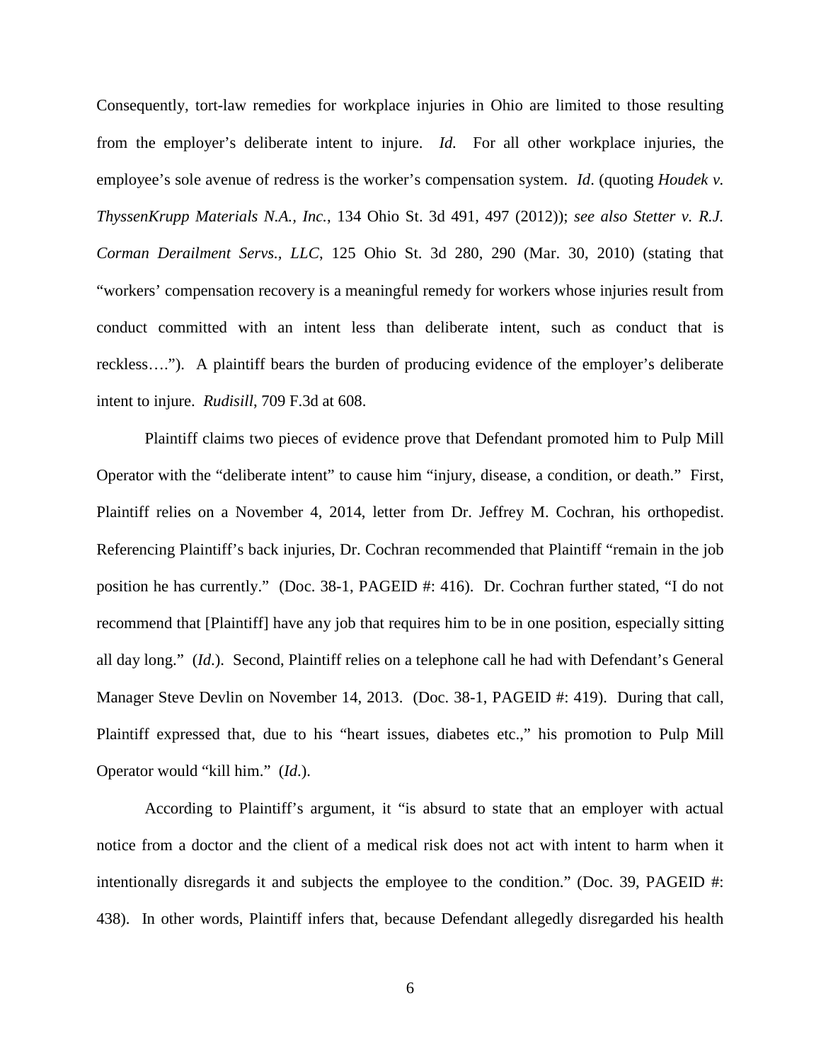Consequently, tort-law remedies for workplace injuries in Ohio are limited to those resulting from the employer's deliberate intent to injure. *Id.* For all other workplace injuries, the employee's sole avenue of redress is the worker's compensation system. *Id*. (quoting *Houdek v. ThyssenKrupp Materials N.A., Inc.*, 134 Ohio St. 3d 491, 497 (2012)); *see also Stetter v. R.J. Corman Derailment Servs., LLC*, 125 Ohio St. 3d 280, 290 (Mar. 30, 2010) (stating that "workers' compensation recovery is a meaningful remedy for workers whose injuries result from conduct committed with an intent less than deliberate intent, such as conduct that is reckless…."). A plaintiff bears the burden of producing evidence of the employer's deliberate intent to injure. *Rudisill*, 709 F.3d at 608.

Plaintiff claims two pieces of evidence prove that Defendant promoted him to Pulp Mill Operator with the "deliberate intent" to cause him "injury, disease, a condition, or death." First, Plaintiff relies on a November 4, 2014, letter from Dr. Jeffrey M. Cochran, his orthopedist. Referencing Plaintiff's back injuries, Dr. Cochran recommended that Plaintiff "remain in the job position he has currently." (Doc. 38-1, PAGEID #: 416). Dr. Cochran further stated, "I do not recommend that [Plaintiff] have any job that requires him to be in one position, especially sitting all day long." (*Id*.). Second, Plaintiff relies on a telephone call he had with Defendant's General Manager Steve Devlin on November 14, 2013. (Doc. 38-1, PAGEID #: 419). During that call, Plaintiff expressed that, due to his "heart issues, diabetes etc.," his promotion to Pulp Mill Operator would "kill him." (*Id*.).

According to Plaintiff's argument, it "is absurd to state that an employer with actual notice from a doctor and the client of a medical risk does not act with intent to harm when it intentionally disregards it and subjects the employee to the condition." (Doc. 39, PAGEID #: 438). In other words, Plaintiff infers that, because Defendant allegedly disregarded his health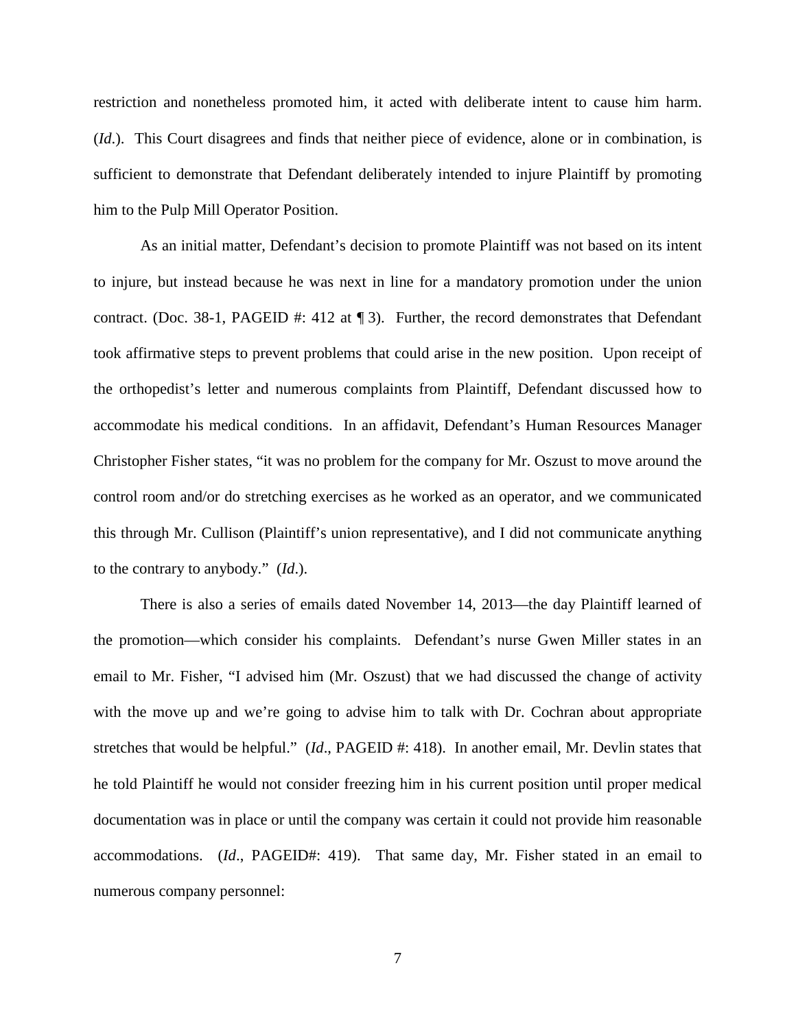restriction and nonetheless promoted him, it acted with deliberate intent to cause him harm. (*Id*.). This Court disagrees and finds that neither piece of evidence, alone or in combination, is sufficient to demonstrate that Defendant deliberately intended to injure Plaintiff by promoting him to the Pulp Mill Operator Position.

As an initial matter, Defendant's decision to promote Plaintiff was not based on its intent to injure, but instead because he was next in line for a mandatory promotion under the union contract. (Doc. 38-1, PAGEID #: 412 at ¶ 3). Further, the record demonstrates that Defendant took affirmative steps to prevent problems that could arise in the new position. Upon receipt of the orthopedist's letter and numerous complaints from Plaintiff, Defendant discussed how to accommodate his medical conditions. In an affidavit, Defendant's Human Resources Manager Christopher Fisher states, "it was no problem for the company for Mr. Oszust to move around the control room and/or do stretching exercises as he worked as an operator, and we communicated this through Mr. Cullison (Plaintiff's union representative), and I did not communicate anything to the contrary to anybody." (*Id*.).

There is also a series of emails dated November 14, 2013—the day Plaintiff learned of the promotion—which consider his complaints. Defendant's nurse Gwen Miller states in an email to Mr. Fisher, "I advised him (Mr. Oszust) that we had discussed the change of activity with the move up and we're going to advise him to talk with Dr. Cochran about appropriate stretches that would be helpful." (*Id*., PAGEID #: 418). In another email, Mr. Devlin states that he told Plaintiff he would not consider freezing him in his current position until proper medical documentation was in place or until the company was certain it could not provide him reasonable accommodations. (*Id*., PAGEID#: 419). That same day, Mr. Fisher stated in an email to numerous company personnel: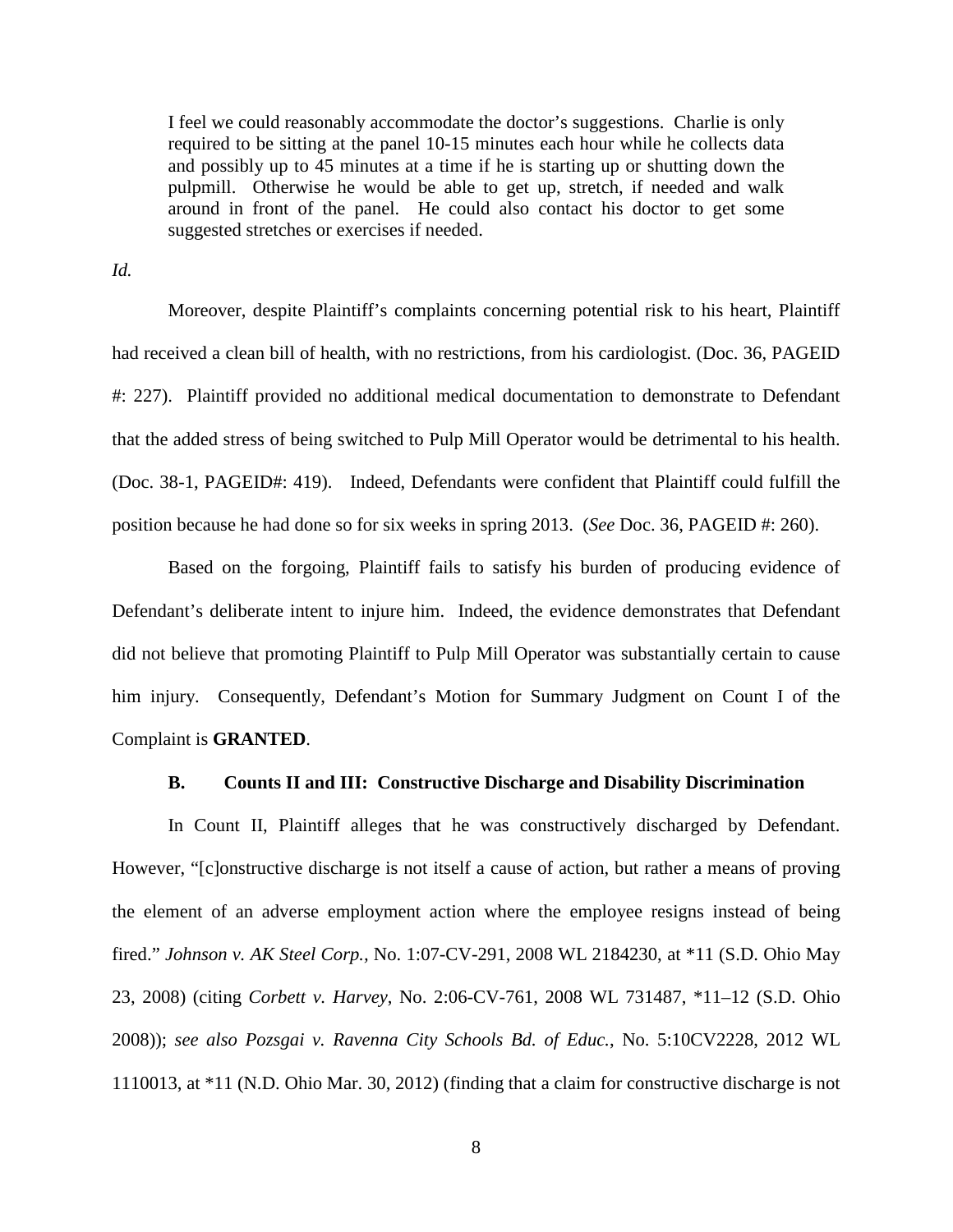> I feel we could reasonably accommodate the doctor's suggestions. Charlie is only required to be sitting at the panel 10-15 minutes each hour while he collects data and possibly up to 45 minutes at a time if he is starting up or shutting down the pulpmill. Otherwise he would be able to get up, stretch, if needed and walk around in front of the panel. He could also contact his doctor to get some suggested stretches or exercises if needed.

*Id.*

Moreover, despite Plaintiff's complaints concerning potential risk to his heart, Plaintiff had received a clean bill of health, with no restrictions, from his cardiologist. (Doc. 36, PAGEID #: 227). Plaintiff provided no additional medical documentation to demonstrate to Defendant that the added stress of being switched to Pulp Mill Operator would be detrimental to his health. (Doc. 38-1, PAGEID#: 419). Indeed, Defendants were confident that Plaintiff could fulfill the position because he had done so for six weeks in spring 2013. (*See* Doc. 36, PAGEID #: 260).

Based on the forgoing, Plaintiff fails to satisfy his burden of producing evidence of Defendant's deliberate intent to injure him. Indeed, the evidence demonstrates that Defendant did not believe that promoting Plaintiff to Pulp Mill Operator was substantially certain to cause him injury. Consequently, Defendant's Motion for Summary Judgment on Count I of the Complaint is **GRANTED**.

### B. Counts II and III: Constructive Discharge and Disability Discrimination

In Count II, Plaintiff alleges that he was constructively discharged by Defendant. However, "[c]onstructive discharge is not itself a cause of action, but rather a means of proving the element of an adverse employment action where the employee resigns instead of being fired." *Johnson v. AK Steel Corp.*, No. 1:07-CV-291, 2008 WL 2184230, at *11 (S.D. Ohio May 23, 2008) (citing *Corbett v. Harvey*, No. 2:06-CV-761, 2008 WL 731487, *11–12 (S.D. Ohio 2008)); *see also Pozsgai v. Ravenna City Schools Bd. of Educ.*, No. 5:10CV2228, 2012 WL 1110013, at *11 (N.D. Ohio Mar. 30, 2012) (finding that a claim for constructive discharge is not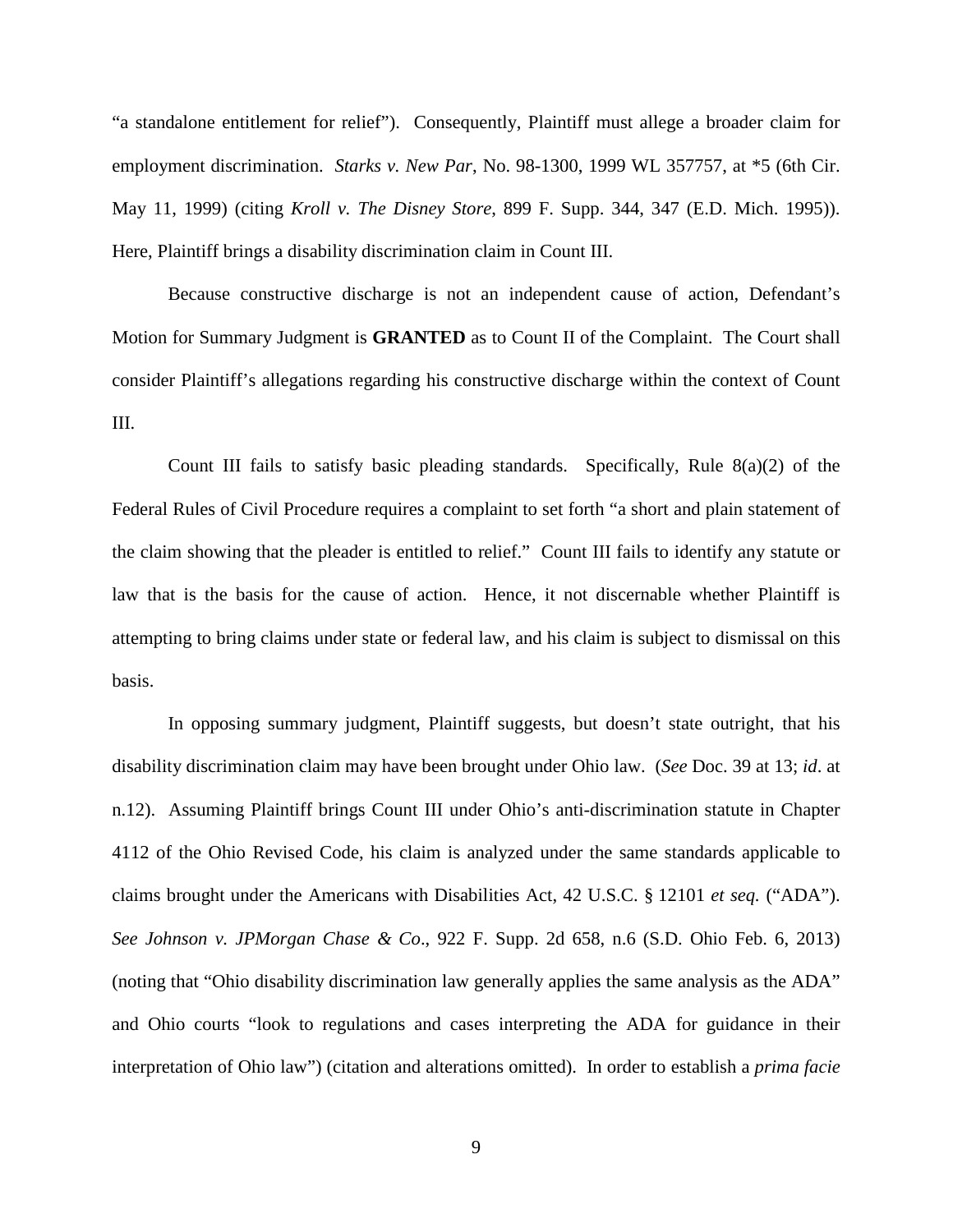"a standalone entitlement for relief"). Consequently, Plaintiff must allege a broader claim for employment discrimination. *Starks v. New Par*, No. 98-1300, 1999 WL 357757, at *5 (6th Cir. May 11, 1999) (citing *Kroll v. The Disney Store*, 899 F. Supp. 344, 347 (E.D. Mich. 1995)). Here, Plaintiff brings a disability discrimination claim in Count III.

Because constructive discharge is not an independent cause of action, Defendant's Motion for Summary Judgment is **GRANTED** as to Count II of the Complaint. The Court shall consider Plaintiff's allegations regarding his constructive discharge within the context of Count III.

Count III fails to satisfy basic pleading standards. Specifically, Rule 8(a)(2) of the Federal Rules of Civil Procedure requires a complaint to set forth "a short and plain statement of the claim showing that the pleader is entitled to relief." Count III fails to identify any statute or law that is the basis for the cause of action. Hence, it not discernable whether Plaintiff is attempting to bring claims under state or federal law, and his claim is subject to dismissal on this basis.

In opposing summary judgment, Plaintiff suggests, but doesn't state outright, that his disability discrimination claim may have been brought under Ohio law. (*See* Doc. 39 at 13; *id*. at n.12). Assuming Plaintiff brings Count III under Ohio's anti-discrimination statute in Chapter 4112 of the Ohio Revised Code, his claim is analyzed under the same standards applicable to claims brought under the Americans with Disabilities Act, 42 U.S.C. § 12101 *et seq.* ("ADA"). *See Johnson v. JPMorgan Chase & Co*., 922 F. Supp. 2d 658, n.6 (S.D. Ohio Feb. 6, 2013) (noting that "Ohio disability discrimination law generally applies the same analysis as the ADA" and Ohio courts "look to regulations and cases interpreting the ADA for guidance in their interpretation of Ohio law") (citation and alterations omitted). In order to establish a *prima facie*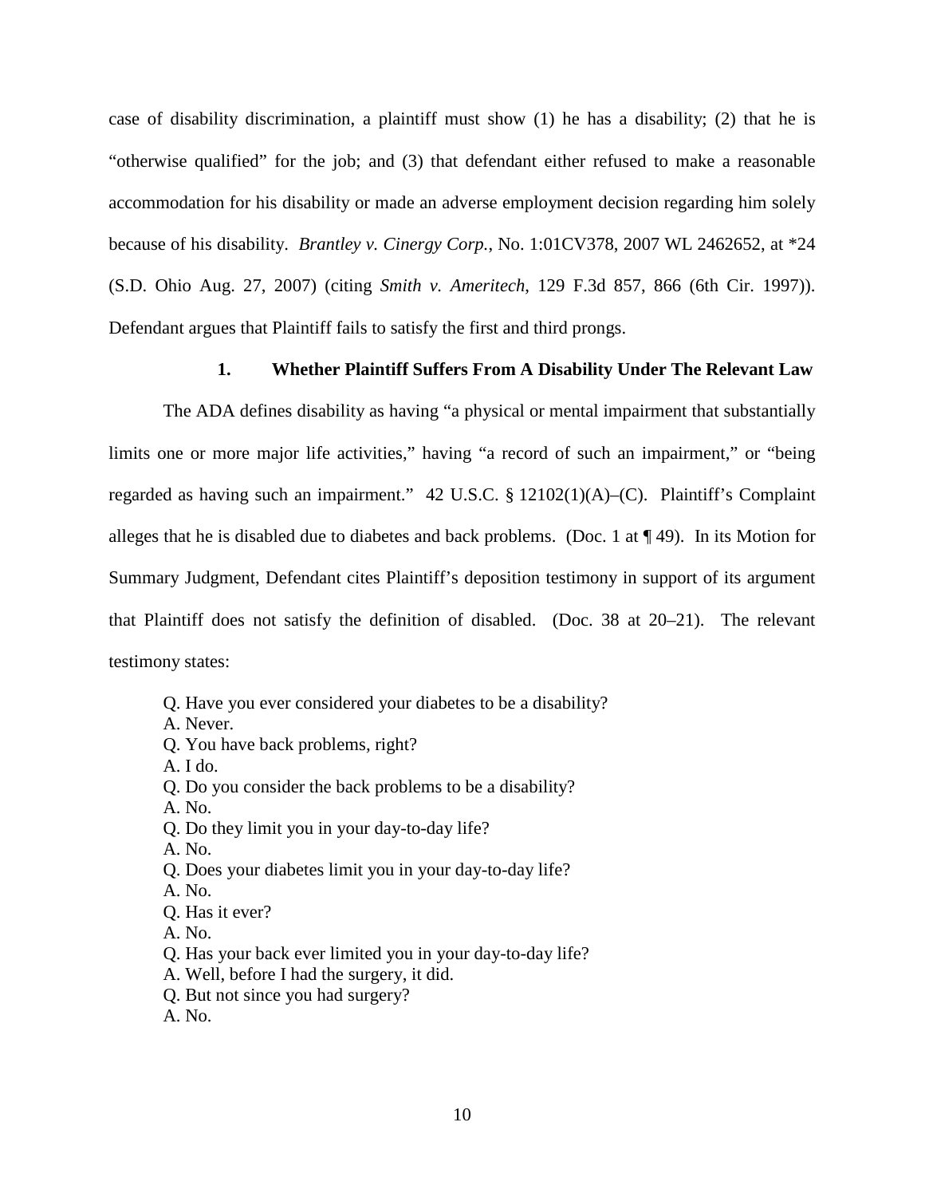case of disability discrimination, a plaintiff must show (1) he has a disability; (2) that he is "otherwise qualified" for the job; and (3) that defendant either refused to make a reasonable accommodation for his disability or made an adverse employment decision regarding him solely because of his disability. *Brantley v. Cinergy Corp.*, No. 1:01CV378, 2007 WL 2462652, at *24 (S.D. Ohio Aug. 27, 2007) (citing *Smith v. Ameritech*, 129 F.3d 857, 866 (6th Cir. 1997)). Defendant argues that Plaintiff fails to satisfy the first and third prongs.

**1. Whether Plaintiff Suffers From A Disability Under The Relevant Law**

The ADA defines disability as having "a physical or mental impairment that substantially limits one or more major life activities," having "a record of such an impairment," or "being regarded as having such an impairment." 42 U.S.C. § 12102(1)(A)–(C). Plaintiff's Complaint alleges that he is disabled due to diabetes and back problems. (Doc. 1 at ¶ 49). In its Motion for Summary Judgment, Defendant cites Plaintiff's deposition testimony in support of its argument that Plaintiff does not satisfy the definition of disabled. (Doc. 38 at 20–21). The relevant testimony states:

> Q. Have you ever considered your diabetes to be a disability?
> A. Never.
> Q. You have back problems, right?
> A. I do.
> Q. Do you consider the back problems to be a disability?
> A. No.
> Q. Do they limit you in your day-to-day life?
> A. No.
> Q. Does your diabetes limit you in your day-to-day life?
> A. No.
> Q. Has it ever?
> A. No.
> Q. Has your back ever limited you in your day-to-day life?
> A. Well, before I had the surgery, it did.
> Q. But not since you had surgery?
> A. No.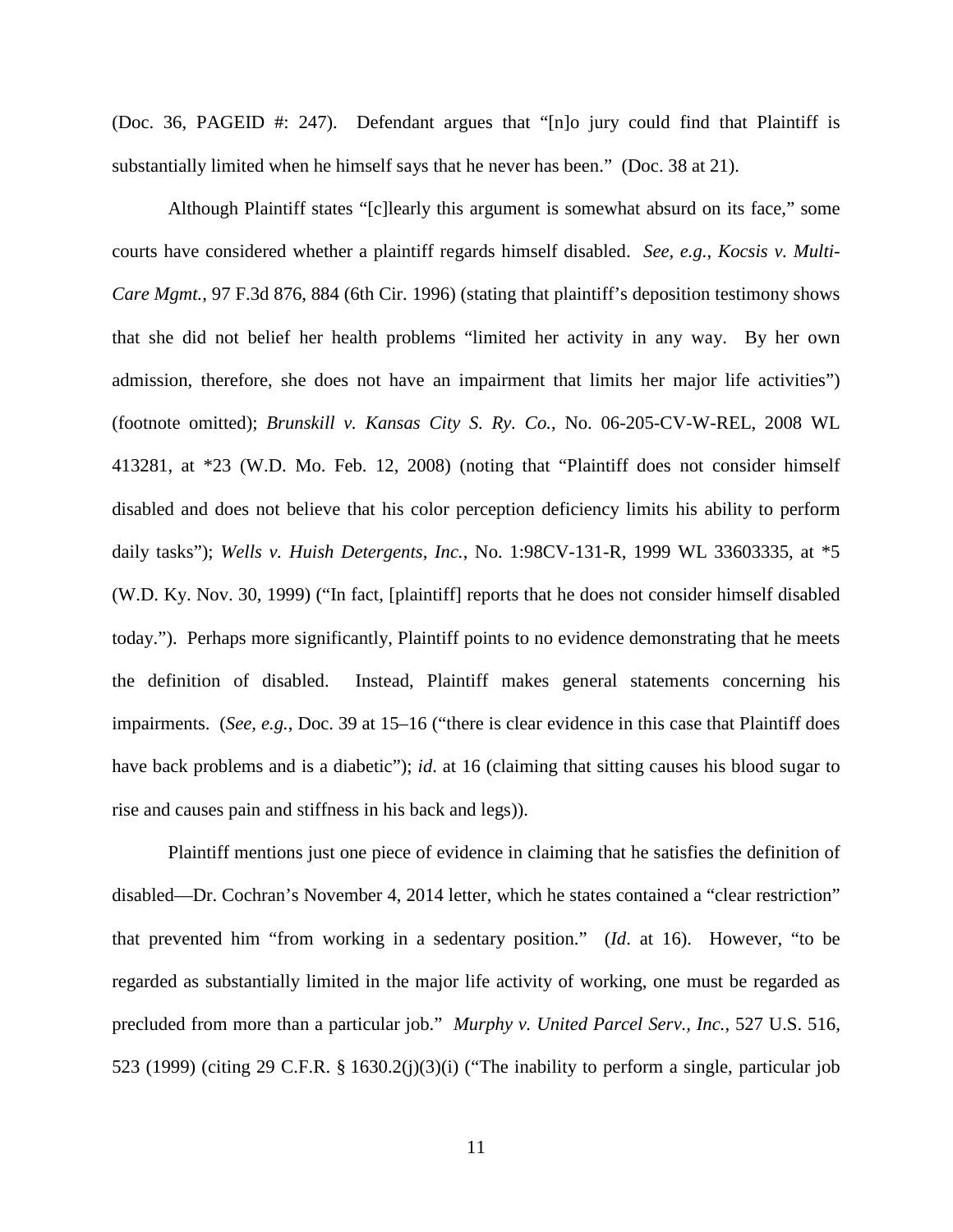(Doc. 36, PAGEID #: 247). Defendant argues that "[n]o jury could find that Plaintiff is substantially limited when he himself says that he never has been." (Doc. 38 at 21).

Although Plaintiff states "[c]learly this argument is somewhat absurd on its face," some courts have considered whether a plaintiff regards himself disabled. *See, e.g.*, *Kocsis v. Multi-Care Mgmt.*, 97 F.3d 876, 884 (6th Cir. 1996) (stating that plaintiff's deposition testimony shows that she did not belief her health problems "limited her activity in any way. By her own admission, therefore, she does not have an impairment that limits her major life activities") (footnote omitted); *Brunskill v. Kansas City S. Ry. Co.*, No. 06-205-CV-W-REL, 2008 WL 413281, at *23 (W.D. Mo. Feb. 12, 2008) (noting that "Plaintiff does not consider himself disabled and does not believe that his color perception deficiency limits his ability to perform daily tasks"); *Wells v. Huish Detergents, Inc.*, No. 1:98CV-131-R, 1999 WL 33603335, at *5 (W.D. Ky. Nov. 30, 1999) ("In fact, [plaintiff] reports that he does not consider himself disabled today."). Perhaps more significantly, Plaintiff points to no evidence demonstrating that he meets the definition of disabled. Instead, Plaintiff makes general statements concerning his impairments. (*See, e.g.*, Doc. 39 at 15–16 ("there is clear evidence in this case that Plaintiff does have back problems and is a diabetic"); *id*. at 16 (claiming that sitting causes his blood sugar to rise and causes pain and stiffness in his back and legs)).

Plaintiff mentions just one piece of evidence in claiming that he satisfies the definition of disabled—Dr. Cochran's November 4, 2014 letter, which he states contained a "clear restriction" that prevented him "from working in a sedentary position." (*Id*. at 16). However, "to be regarded as substantially limited in the major life activity of working, one must be regarded as precluded from more than a particular job." *Murphy v. United Parcel Serv., Inc.*, 527 U.S. 516, 523 (1999) (citing 29 C.F.R. § 1630.2(j)(3)(i) ("The inability to perform a single, particular job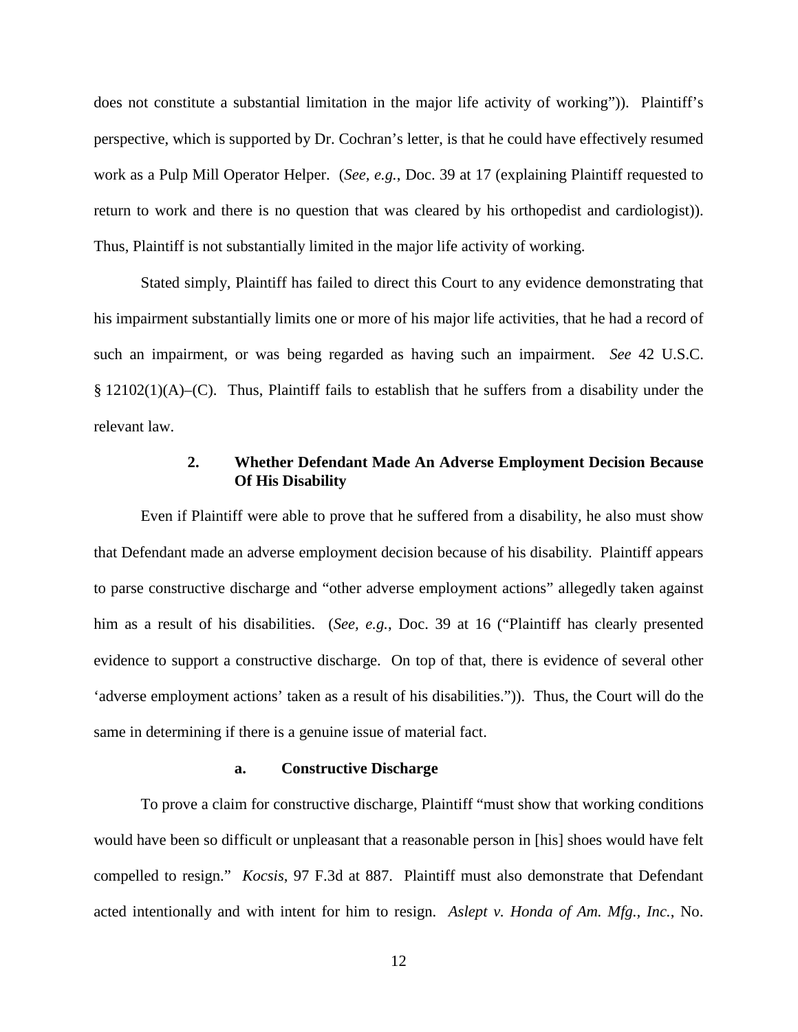does not constitute a substantial limitation in the major life activity of working")). Plaintiff's perspective, which is supported by Dr. Cochran's letter, is that he could have effectively resumed work as a Pulp Mill Operator Helper. (*See, e.g.*, Doc. 39 at 17 (explaining Plaintiff requested to return to work and there is no question that was cleared by his orthopedist and cardiologist)). Thus, Plaintiff is not substantially limited in the major life activity of working.

Stated simply, Plaintiff has failed to direct this Court to any evidence demonstrating that his impairment substantially limits one or more of his major life activities, that he had a record of such an impairment, or was being regarded as having such an impairment. *See* 42 U.S.C. § 12102(1)(A)–(C). Thus, Plaintiff fails to establish that he suffers from a disability under the relevant law.

### 2. Whether Defendant Made An Adverse Employment Decision Because Of His Disability

Even if Plaintiff were able to prove that he suffered from a disability, he also must show that Defendant made an adverse employment decision because of his disability. Plaintiff appears to parse constructive discharge and "other adverse employment actions" allegedly taken against him as a result of his disabilities. (*See, e.g.*, Doc. 39 at 16 ("Plaintiff has clearly presented evidence to support a constructive discharge. On top of that, there is evidence of several other 'adverse employment actions' taken as a result of his disabilities.")). Thus, the Court will do the same in determining if there is a genuine issue of material fact.

#### a. Constructive Discharge

To prove a claim for constructive discharge, Plaintiff "must show that working conditions would have been so difficult or unpleasant that a reasonable person in [his] shoes would have felt compelled to resign." *Kocsis*, 97 F.3d at 887. Plaintiff must also demonstrate that Defendant acted intentionally and with intent for him to resign. *Aslept v. Honda of Am. Mfg., Inc.*, No.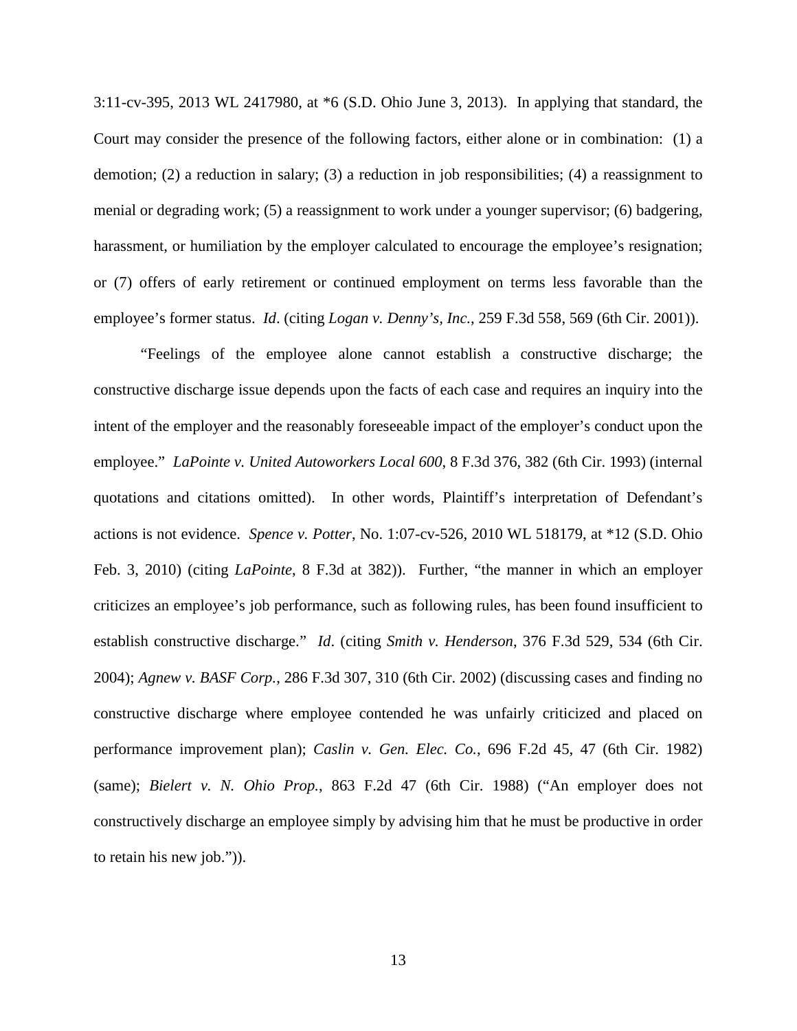3:11-cv-395, 2013 WL 2417980, at *6 (S.D. Ohio June 3, 2013). In applying that standard, the Court may consider the presence of the following factors, either alone or in combination: (1) a demotion; (2) a reduction in salary; (3) a reduction in job responsibilities; (4) a reassignment to menial or degrading work; (5) a reassignment to work under a younger supervisor; (6) badgering, harassment, or humiliation by the employer calculated to encourage the employee's resignation; or (7) offers of early retirement or continued employment on terms less favorable than the employee's former status. *Id*. (citing *Logan v. Denny's, Inc.*, 259 F.3d 558, 569 (6th Cir. 2001)).

"Feelings of the employee alone cannot establish a constructive discharge; the constructive discharge issue depends upon the facts of each case and requires an inquiry into the intent of the employer and the reasonably foreseeable impact of the employer's conduct upon the employee." *LaPointe v. United Autoworkers Local 600*, 8 F.3d 376, 382 (6th Cir. 1993) (internal quotations and citations omitted). In other words, Plaintiff's interpretation of Defendant's actions is not evidence. *Spence v. Potter*, No. 1:07-cv-526, 2010 WL 518179, at *12 (S.D. Ohio Feb. 3, 2010) (citing *LaPointe*, 8 F.3d at 382)). Further, "the manner in which an employer criticizes an employee's job performance, such as following rules, has been found insufficient to establish constructive discharge." *Id*. (citing *Smith v. Henderson*, 376 F.3d 529, 534 (6th Cir. 2004); *Agnew v. BASF Corp.*, 286 F.3d 307, 310 (6th Cir. 2002) (discussing cases and finding no constructive discharge where employee contended he was unfairly criticized and placed on performance improvement plan); *Caslin v. Gen. Elec. Co.*, 696 F.2d 45, 47 (6th Cir. 1982) (same); *Bielert v. N. Ohio Prop.*, 863 F.2d 47 (6th Cir. 1988) ("An employer does not constructively discharge an employee simply by advising him that he must be productive in order to retain his new job.")).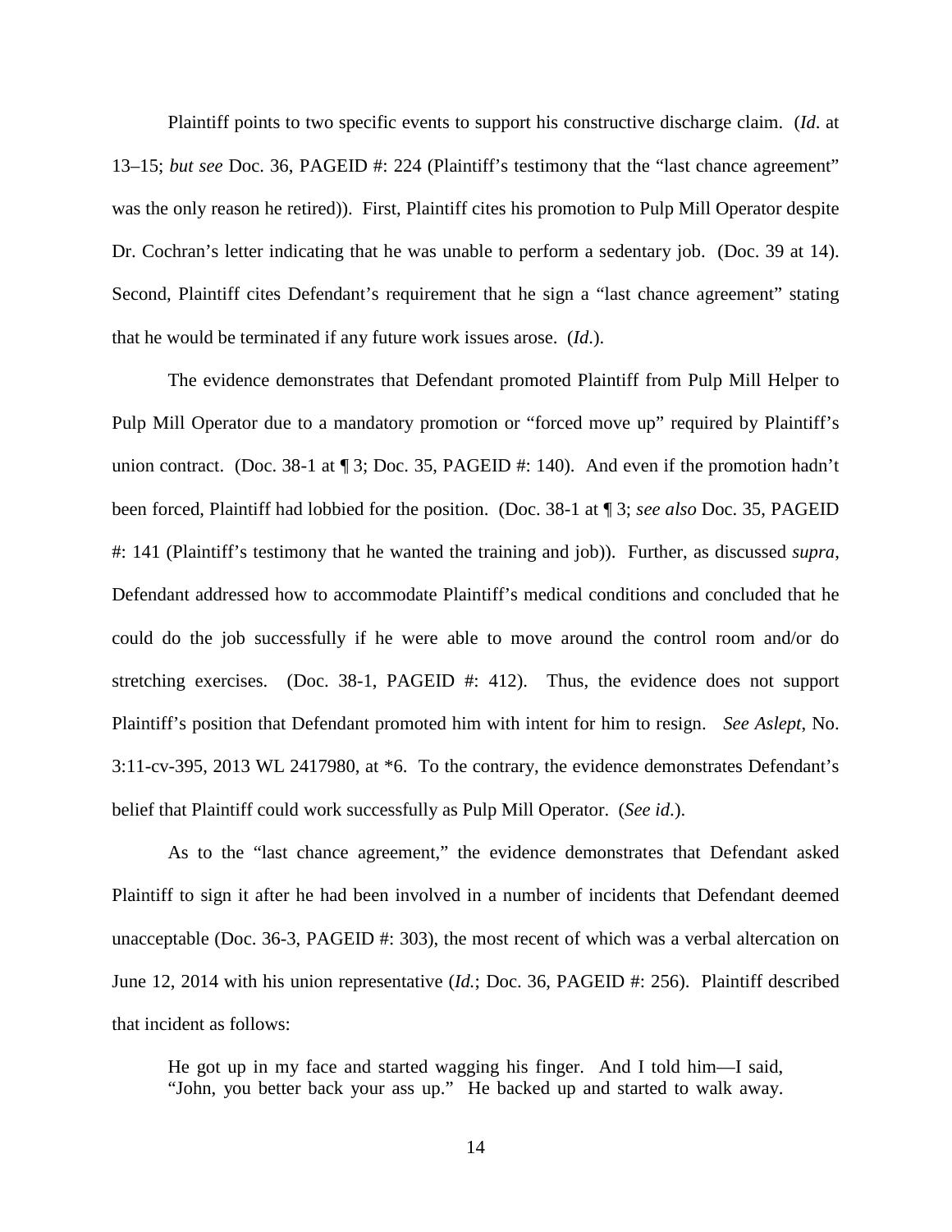Plaintiff points to two specific events to support his constructive discharge claim. (*Id*. at 13–15; *but see* Doc. 36, PAGEID #: 224 (Plaintiff's testimony that the "last chance agreement" was the only reason he retired)). First, Plaintiff cites his promotion to Pulp Mill Operator despite Dr. Cochran's letter indicating that he was unable to perform a sedentary job. (Doc. 39 at 14). Second, Plaintiff cites Defendant's requirement that he sign a "last chance agreement" stating that he would be terminated if any future work issues arose. (*Id*.).

The evidence demonstrates that Defendant promoted Plaintiff from Pulp Mill Helper to Pulp Mill Operator due to a mandatory promotion or "forced move up" required by Plaintiff's union contract. (Doc. 38-1 at ¶ 3; Doc. 35, PAGEID #: 140). And even if the promotion hadn't been forced, Plaintiff had lobbied for the position. (Doc. 38-1 at ¶ 3; *see also* Doc. 35, PAGEID #: 141 (Plaintiff's testimony that he wanted the training and job)). Further, as discussed *supra*, Defendant addressed how to accommodate Plaintiff's medical conditions and concluded that he could do the job successfully if he were able to move around the control room and/or do stretching exercises. (Doc. 38-1, PAGEID #: 412). Thus, the evidence does not support Plaintiff's position that Defendant promoted him with intent for him to resign. *See Aslept*, No. 3:11-cv-395, 2013 WL 2417980, at *6. To the contrary, the evidence demonstrates Defendant's belief that Plaintiff could work successfully as Pulp Mill Operator. (*See id*.).

As to the "last chance agreement," the evidence demonstrates that Defendant asked Plaintiff to sign it after he had been involved in a number of incidents that Defendant deemed unacceptable (Doc. 36-3, PAGEID #: 303), the most recent of which was a verbal altercation on June 12, 2014 with his union representative (*Id.*; Doc. 36, PAGEID #: 256). Plaintiff described that incident as follows:

> He got up in my face and started wagging his finger. And I told him—I said, "John, you better back your ass up." He backed up and started to walk away.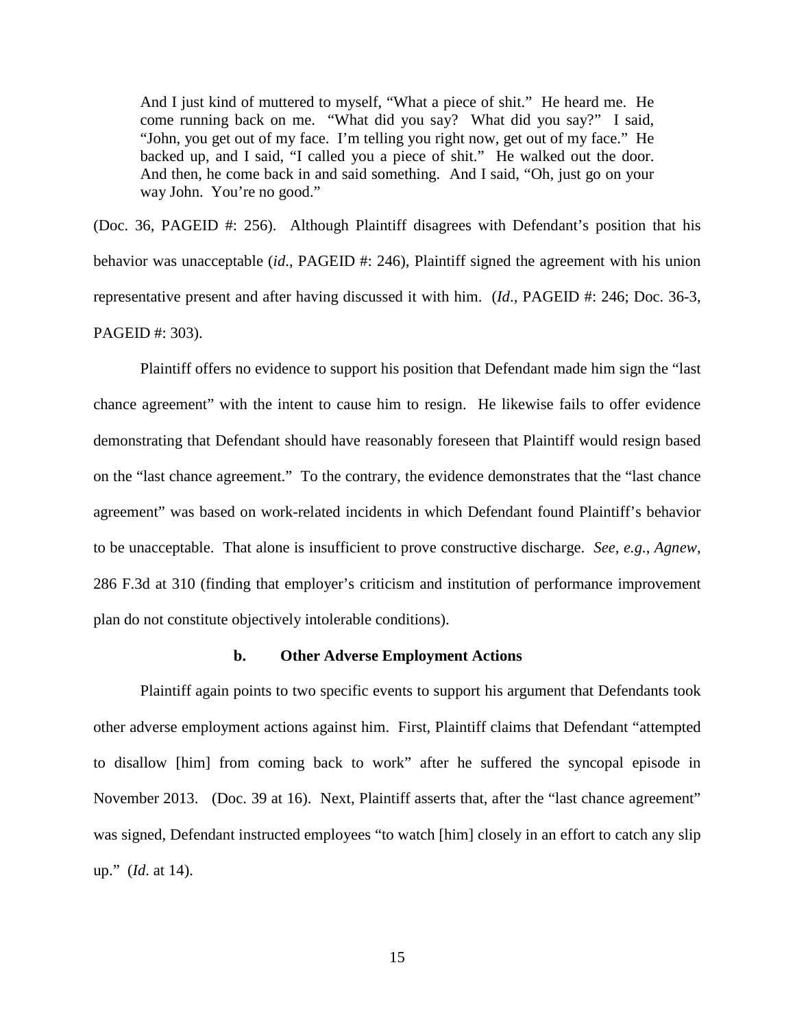> And I just kind of muttered to myself, "What a piece of shit." He heard me. He come running back on me. "What did you say? What did you say?" I said, "John, you get out of my face. I'm telling you right now, get out of my face." He backed up, and I said, "I called you a piece of shit." He walked out the door. And then, he come back in and said something. And I said, "Oh, just go on your way John. You're no good."

(Doc. 36, PAGEID #: 256). Although Plaintiff disagrees with Defendant's position that his behavior was unacceptable (*id*., PAGEID #: 246), Plaintiff signed the agreement with his union representative present and after having discussed it with him. (*Id*., PAGEID #: 246; Doc. 36-3, PAGEID #: 303).

Plaintiff offers no evidence to support his position that Defendant made him sign the "last chance agreement" with the intent to cause him to resign. He likewise fails to offer evidence demonstrating that Defendant should have reasonably foreseen that Plaintiff would resign based on the "last chance agreement." To the contrary, the evidence demonstrates that the "last chance agreement" was based on work-related incidents in which Defendant found Plaintiff's behavior to be unacceptable. That alone is insufficient to prove constructive discharge. *See, e.g.*, *Agnew*, 286 F.3d at 310 (finding that employer's criticism and institution of performance improvement plan do not constitute objectively intolerable conditions).

**b. Other Adverse Employment Actions**

Plaintiff again points to two specific events to support his argument that Defendants took other adverse employment actions against him. First, Plaintiff claims that Defendant "attempted to disallow [him] from coming back to work" after he suffered the syncopal episode in November 2013. (Doc. 39 at 16). Next, Plaintiff asserts that, after the "last chance agreement" was signed, Defendant instructed employees "to watch [him] closely in an effort to catch any slip up." (*Id*. at 14).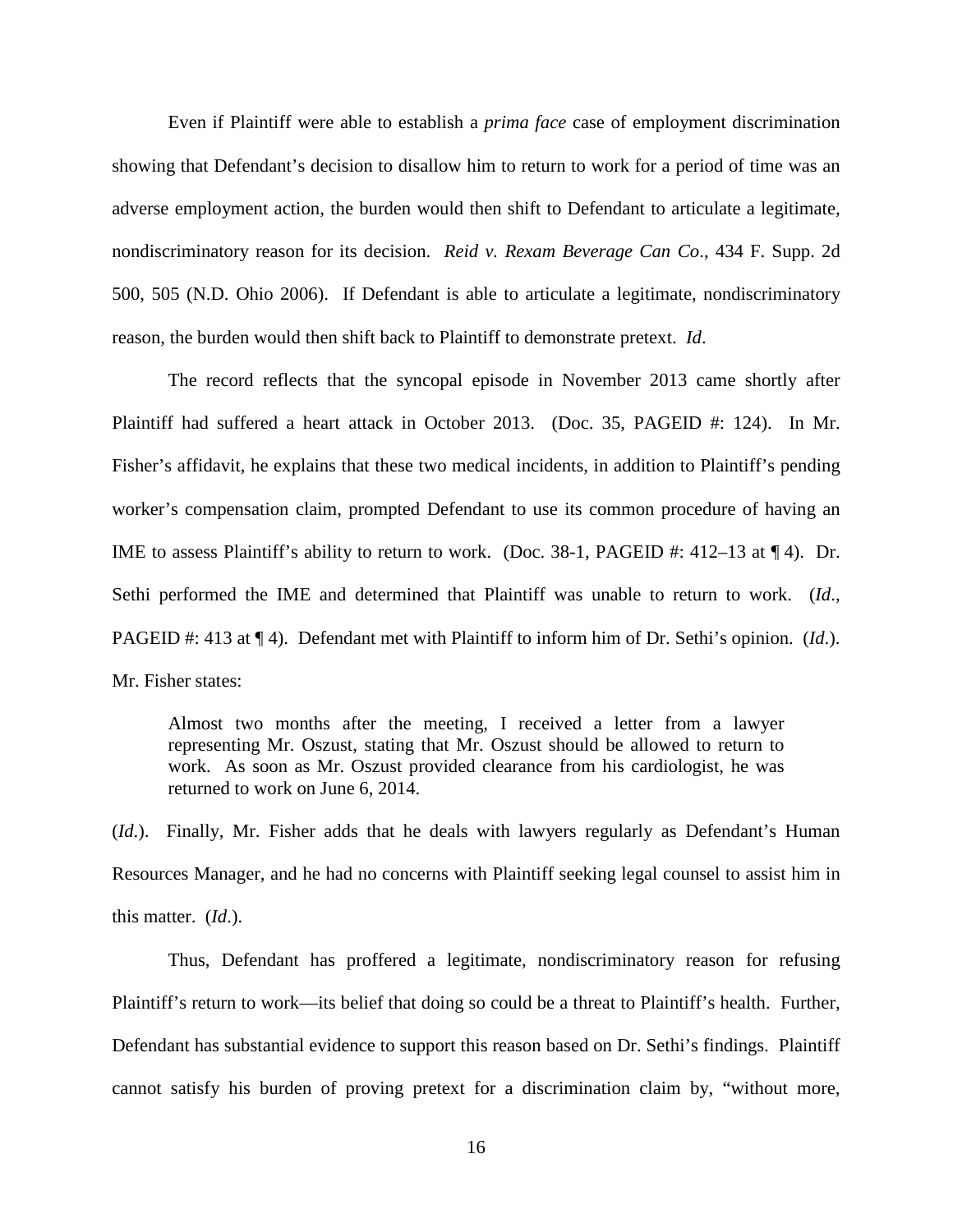Even if Plaintiff were able to establish a *prima face* case of employment discrimination showing that Defendant's decision to disallow him to return to work for a period of time was an adverse employment action, the burden would then shift to Defendant to articulate a legitimate, nondiscriminatory reason for its decision. *Reid v. Rexam Beverage Can Co*., 434 F. Supp. 2d 500, 505 (N.D. Ohio 2006). If Defendant is able to articulate a legitimate, nondiscriminatory reason, the burden would then shift back to Plaintiff to demonstrate pretext. *Id*.

The record reflects that the syncopal episode in November 2013 came shortly after Plaintiff had suffered a heart attack in October 2013. (Doc. 35, PAGEID #: 124). In Mr. Fisher's affidavit, he explains that these two medical incidents, in addition to Plaintiff's pending worker's compensation claim, prompted Defendant to use its common procedure of having an IME to assess Plaintiff's ability to return to work. (Doc. 38-1, PAGEID #: 412–13 at ¶ 4). Dr. Sethi performed the IME and determined that Plaintiff was unable to return to work. (*Id*., PAGEID #: 413 at ¶ 4). Defendant met with Plaintiff to inform him of Dr. Sethi's opinion. (*Id*.). Mr. Fisher states:

> Almost two months after the meeting, I received a letter from a lawyer representing Mr. Oszust, stating that Mr. Oszust should be allowed to return to work. As soon as Mr. Oszust provided clearance from his cardiologist, he was returned to work on June 6, 2014.

(*Id*.). Finally, Mr. Fisher adds that he deals with lawyers regularly as Defendant's Human Resources Manager, and he had no concerns with Plaintiff seeking legal counsel to assist him in this matter. (*Id*.).

Thus, Defendant has proffered a legitimate, nondiscriminatory reason for refusing Plaintiff's return to work—its belief that doing so could be a threat to Plaintiff's health. Further, Defendant has substantial evidence to support this reason based on Dr. Sethi's findings. Plaintiff cannot satisfy his burden of proving pretext for a discrimination claim by, "without more,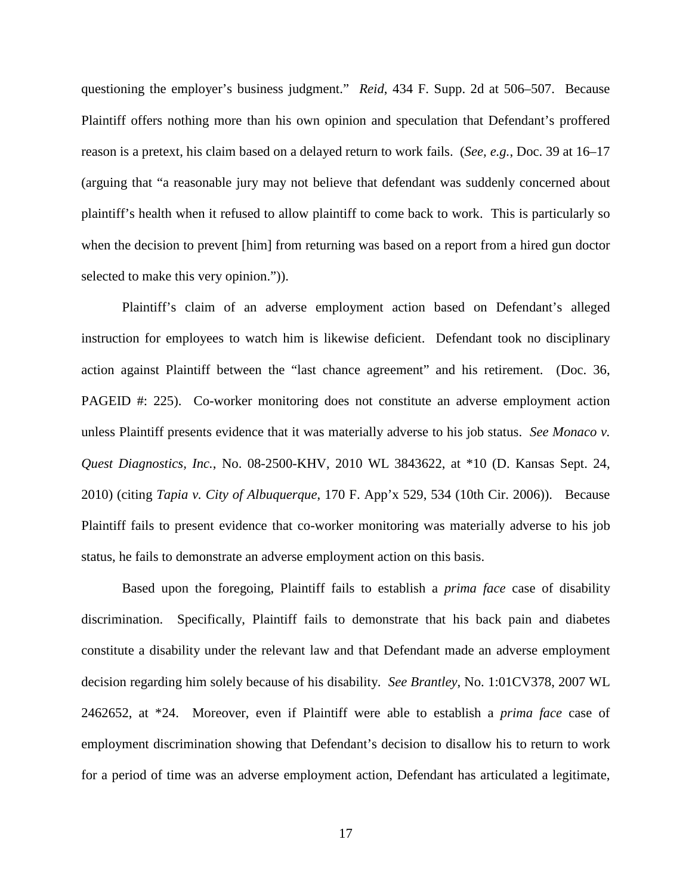questioning the employer's business judgment." *Reid*, 434 F. Supp. 2d at 506–507. Because Plaintiff offers nothing more than his own opinion and speculation that Defendant's proffered reason is a pretext, his claim based on a delayed return to work fails. (*See, e.g.*, Doc. 39 at 16–17 (arguing that "a reasonable jury may not believe that defendant was suddenly concerned about plaintiff's health when it refused to allow plaintiff to come back to work. This is particularly so when the decision to prevent [him] from returning was based on a report from a hired gun doctor selected to make this very opinion.")).

Plaintiff's claim of an adverse employment action based on Defendant's alleged instruction for employees to watch him is likewise deficient. Defendant took no disciplinary action against Plaintiff between the "last chance agreement" and his retirement. (Doc. 36, PAGEID #: 225). Co-worker monitoring does not constitute an adverse employment action unless Plaintiff presents evidence that it was materially adverse to his job status. *See Monaco v. Quest Diagnostics, Inc.*, No. 08-2500-KHV, 2010 WL 3843622, at *10 (D. Kansas Sept. 24, 2010) (citing *Tapia v. City of Albuquerque*, 170 F. App'x 529, 534 (10th Cir. 2006)). Because Plaintiff fails to present evidence that co-worker monitoring was materially adverse to his job status, he fails to demonstrate an adverse employment action on this basis.

Based upon the foregoing, Plaintiff fails to establish a *prima face* case of disability discrimination. Specifically, Plaintiff fails to demonstrate that his back pain and diabetes constitute a disability under the relevant law and that Defendant made an adverse employment decision regarding him solely because of his disability. *See Brantley*, No. 1:01CV378, 2007 WL 2462652, at *24. Moreover, even if Plaintiff were able to establish a *prima face* case of employment discrimination showing that Defendant's decision to disallow his to return to work for a period of time was an adverse employment action, Defendant has articulated a legitimate,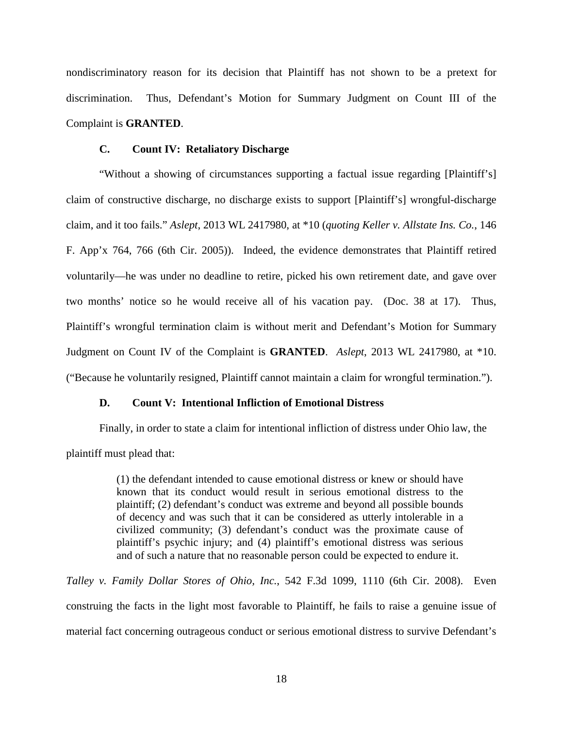nondiscriminatory reason for its decision that Plaintiff has not shown to be a pretext for discrimination. Thus, Defendant's Motion for Summary Judgment on Count III of the Complaint is **GRANTED**.

### C. Count IV: Retaliatory Discharge

"Without a showing of circumstances supporting a factual issue regarding [Plaintiff's] claim of constructive discharge, no discharge exists to support [Plaintiff's] wrongful-discharge claim, and it too fails." *Aslept*, 2013 WL 2417980, at *10 (*quoting Keller v. Allstate Ins. Co.*, 146 F. App'x 764, 766 (6th Cir. 2005)). Indeed, the evidence demonstrates that Plaintiff retired voluntarily—he was under no deadline to retire, picked his own retirement date, and gave over two months' notice so he would receive all of his vacation pay. (Doc. 38 at 17). Thus, Plaintiff's wrongful termination claim is without merit and Defendant's Motion for Summary Judgment on Count IV of the Complaint is **GRANTED**. *Aslept*, 2013 WL 2417980, at *10. ("Because he voluntarily resigned, Plaintiff cannot maintain a claim for wrongful termination.").

### D. Count V: Intentional Infliction of Emotional Distress

Finally, in order to state a claim for intentional infliction of distress under Ohio law, the plaintiff must plead that:

> (1) the defendant intended to cause emotional distress or knew or should have known that its conduct would result in serious emotional distress to the plaintiff; (2) defendant's conduct was extreme and beyond all possible bounds of decency and was such that it can be considered as utterly intolerable in a civilized community; (3) defendant's conduct was the proximate cause of plaintiff's psychic injury; and (4) plaintiff's emotional distress was serious and of such a nature that no reasonable person could be expected to endure it.

*Talley v. Family Dollar Stores of Ohio, Inc.*, 542 F.3d 1099, 1110 (6th Cir. 2008). Even construing the facts in the light most favorable to Plaintiff, he fails to raise a genuine issue of material fact concerning outrageous conduct or serious emotional distress to survive Defendant's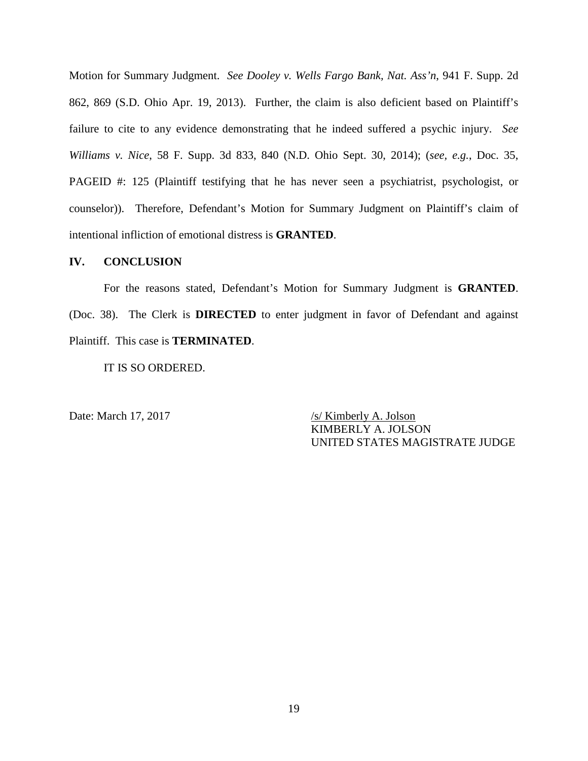Motion for Summary Judgment. *See Dooley v. Wells Fargo Bank, Nat. Ass'n*, 941 F. Supp. 2d 862, 869 (S.D. Ohio Apr. 19, 2013). Further, the claim is also deficient based on Plaintiff's failure to cite to any evidence demonstrating that he indeed suffered a psychic injury. *See Williams v. Nice*, 58 F. Supp. 3d 833, 840 (N.D. Ohio Sept. 30, 2014); (*see, e.g.*, Doc. 35, PAGEID #: 125 (Plaintiff testifying that he has never seen a psychiatrist, psychologist, or counselor)). Therefore, Defendant's Motion for Summary Judgment on Plaintiff's claim of intentional infliction of emotional distress is **GRANTED**.

## IV. CONCLUSION

For the reasons stated, Defendant's Motion for Summary Judgment is **GRANTED**. (Doc. 38). The Clerk is **DIRECTED** to enter judgment in favor of Defendant and against Plaintiff. This case is **TERMINATED**.

IT IS SO ORDERED.

Date: March 17, 2017

/s/ Kimberly A. Jolson
KIMBERLY A. JOLSON
UNITED STATES MAGISTRATE JUDGE